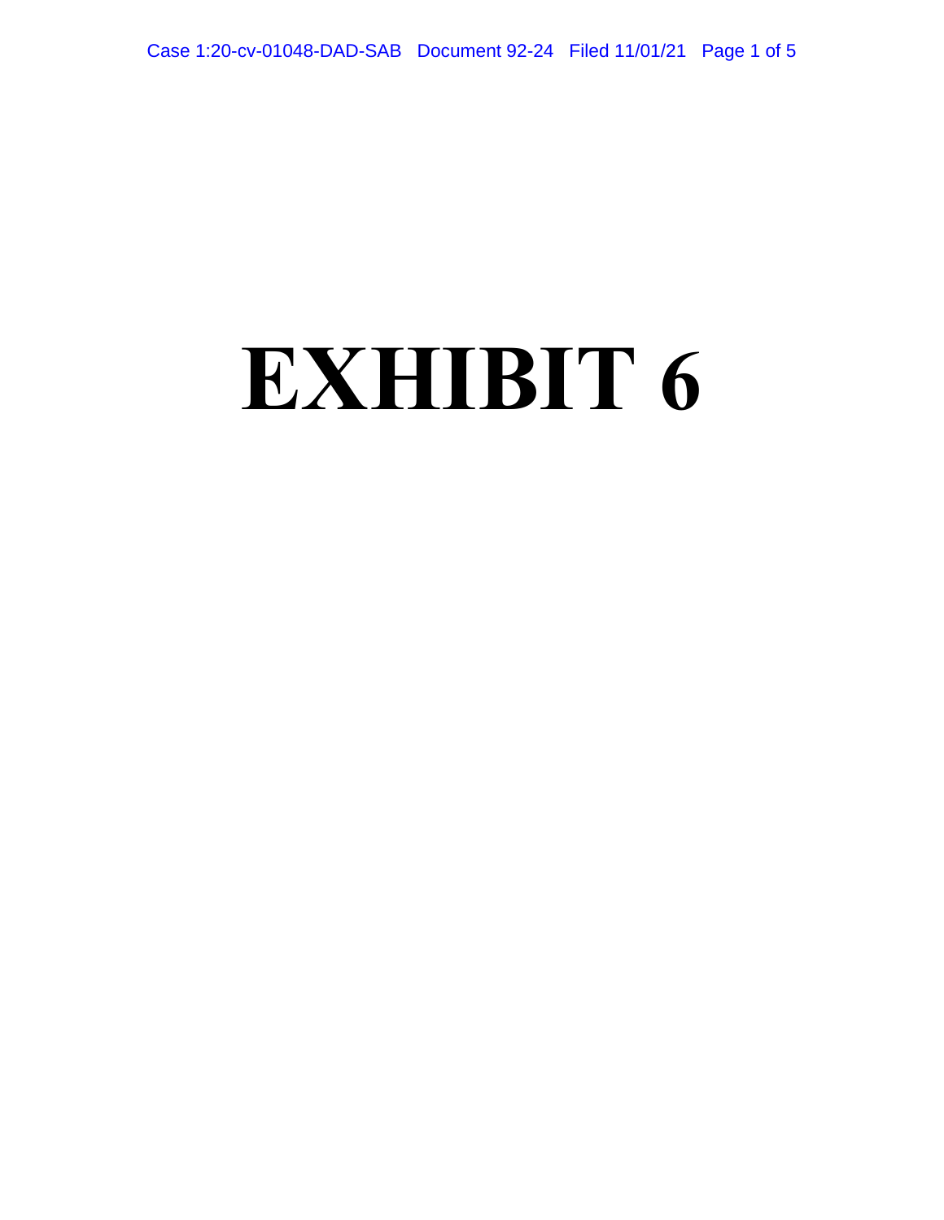# EXHIBIT 6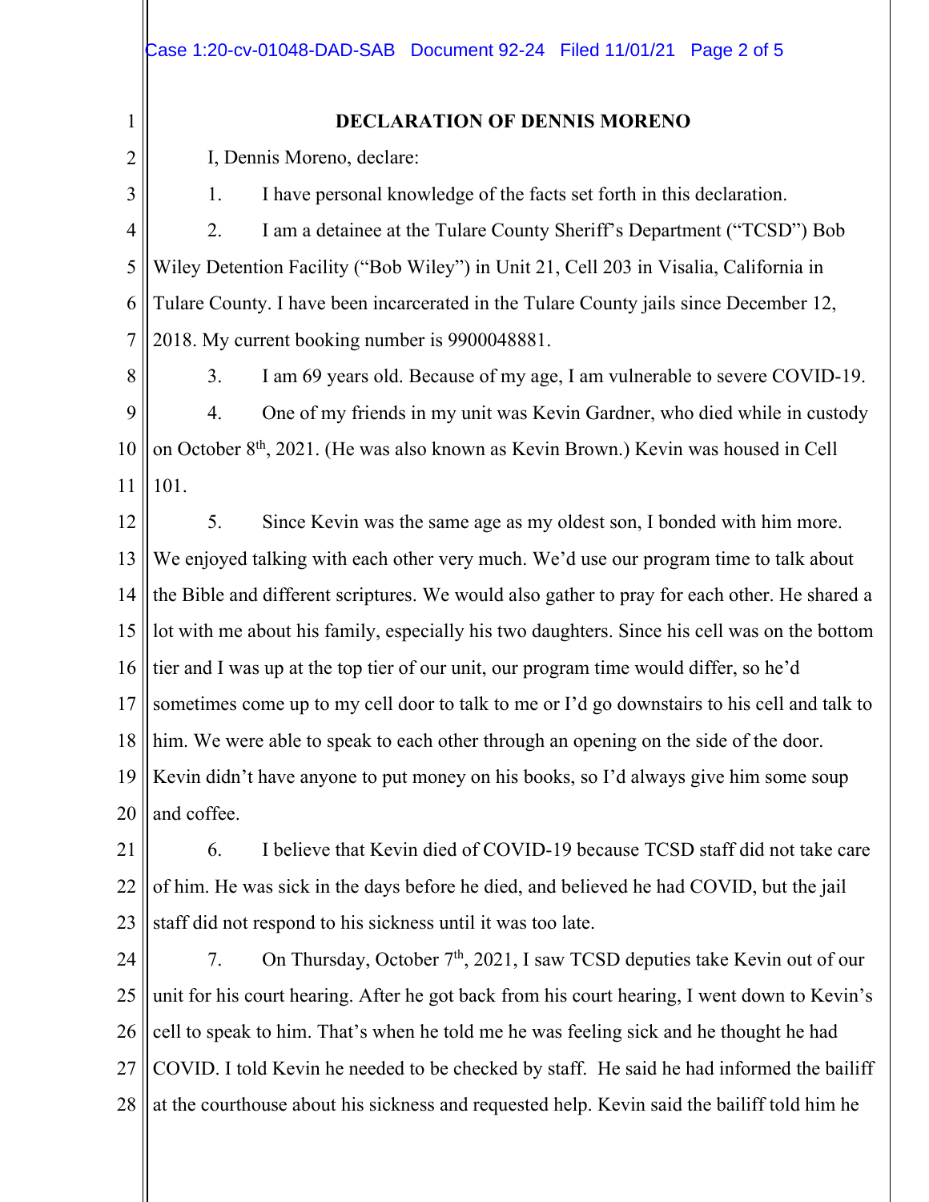**DECLARATION OF DENNIS MORENO**

I, Dennis Moreno, declare:

1. I have personal knowledge of the facts set forth in this declaration.

2. I am a detainee at the Tulare County Sheriff's Department ("TCSD") Bob Wiley Detention Facility ("Bob Wiley") in Unit 21, Cell 203 in Visalia, California in Tulare County. I have been incarcerated in the Tulare County jails since December 12, 2018. My current booking number is 9900048881.

3. I am 69 years old. Because of my age, I am vulnerable to severe COVID-19.

4. One of my friends in my unit was Kevin Gardner, who died while in custody on October 8th, 2021. (He was also known as Kevin Brown.) Kevin was housed in Cell 101.

5. Since Kevin was the same age as my oldest son, I bonded with him more. We enjoyed talking with each other very much. We'd use our program time to talk about the Bible and different scriptures. We would also gather to pray for each other. He shared a lot with me about his family, especially his two daughters. Since his cell was on the bottom tier and I was up at the top tier of our unit, our program time would differ, so he'd sometimes come up to my cell door to talk to me or I'd go downstairs to his cell and talk to him. We were able to speak to each other through an opening on the side of the door. Kevin didn't have anyone to put money on his books, so I'd always give him some soup and coffee.

6. I believe that Kevin died of COVID-19 because TCSD staff did not take care of him. He was sick in the days before he died, and believed he had COVID, but the jail staff did not respond to his sickness until it was too late.

7. On Thursday, October 7th, 2021, I saw TCSD deputies take Kevin out of our unit for his court hearing. After he got back from his court hearing, I went down to Kevin's cell to speak to him. That's when he told me he was feeling sick and he thought he had COVID. I told Kevin he needed to be checked by staff. He said he had informed the bailiff at the courthouse about his sickness and requested help. Kevin said the bailiff told him he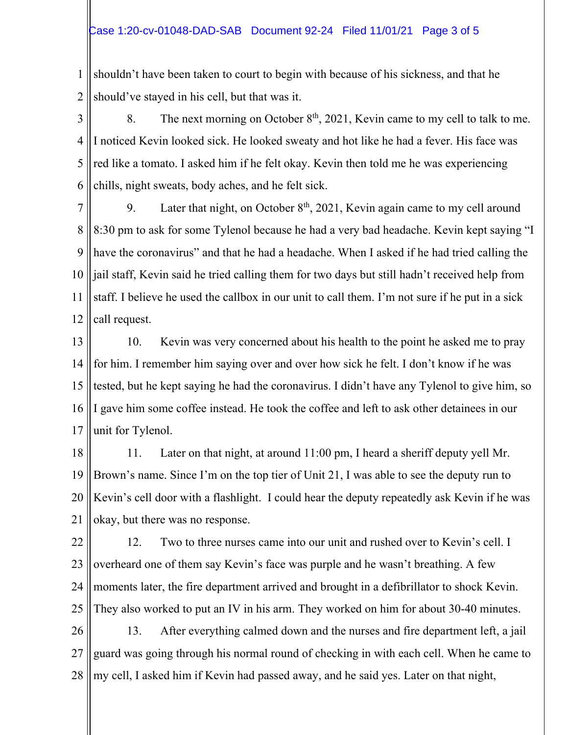shouldn't have been taken to court to begin with because of his sickness, and that he should've stayed in his cell, but that was it.

8. The next morning on October 8th, 2021, Kevin came to my cell to talk to me. I noticed Kevin looked sick. He looked sweaty and hot like he had a fever. His face was red like a tomato. I asked him if he felt okay. Kevin then told me he was experiencing chills, night sweats, body aches, and he felt sick.

9. Later that night, on October 8th, 2021, Kevin again came to my cell around 8:30 pm to ask for some Tylenol because he had a very bad headache. Kevin kept saying "I have the coronavirus" and that he had a headache. When I asked if he had tried calling the jail staff, Kevin said he tried calling them for two days but still hadn't received help from staff. I believe he used the callbox in our unit to call them. I'm not sure if he put in a sick call request.

10. Kevin was very concerned about his health to the point he asked me to pray for him. I remember him saying over and over how sick he felt. I don't know if he was tested, but he kept saying he had the coronavirus. I didn't have any Tylenol to give him, so I gave him some coffee instead. He took the coffee and left to ask other detainees in our unit for Tylenol.

11. Later on that night, at around 11:00 pm, I heard a sheriff deputy yell Mr. Brown's name. Since I'm on the top tier of Unit 21, I was able to see the deputy run to Kevin's cell door with a flashlight. I could hear the deputy repeatedly ask Kevin if he was okay, but there was no response.

12. Two to three nurses came into our unit and rushed over to Kevin's cell. I overheard one of them say Kevin's face was purple and he wasn't breathing. A few moments later, the fire department arrived and brought in a defibrillator to shock Kevin. They also worked to put an IV in his arm. They worked on him for about 30-40 minutes.

13. After everything calmed down and the nurses and fire department left, a jail guard was going through his normal round of checking in with each cell. When he came to my cell, I asked him if Kevin had passed away, and he said yes. Later on that night,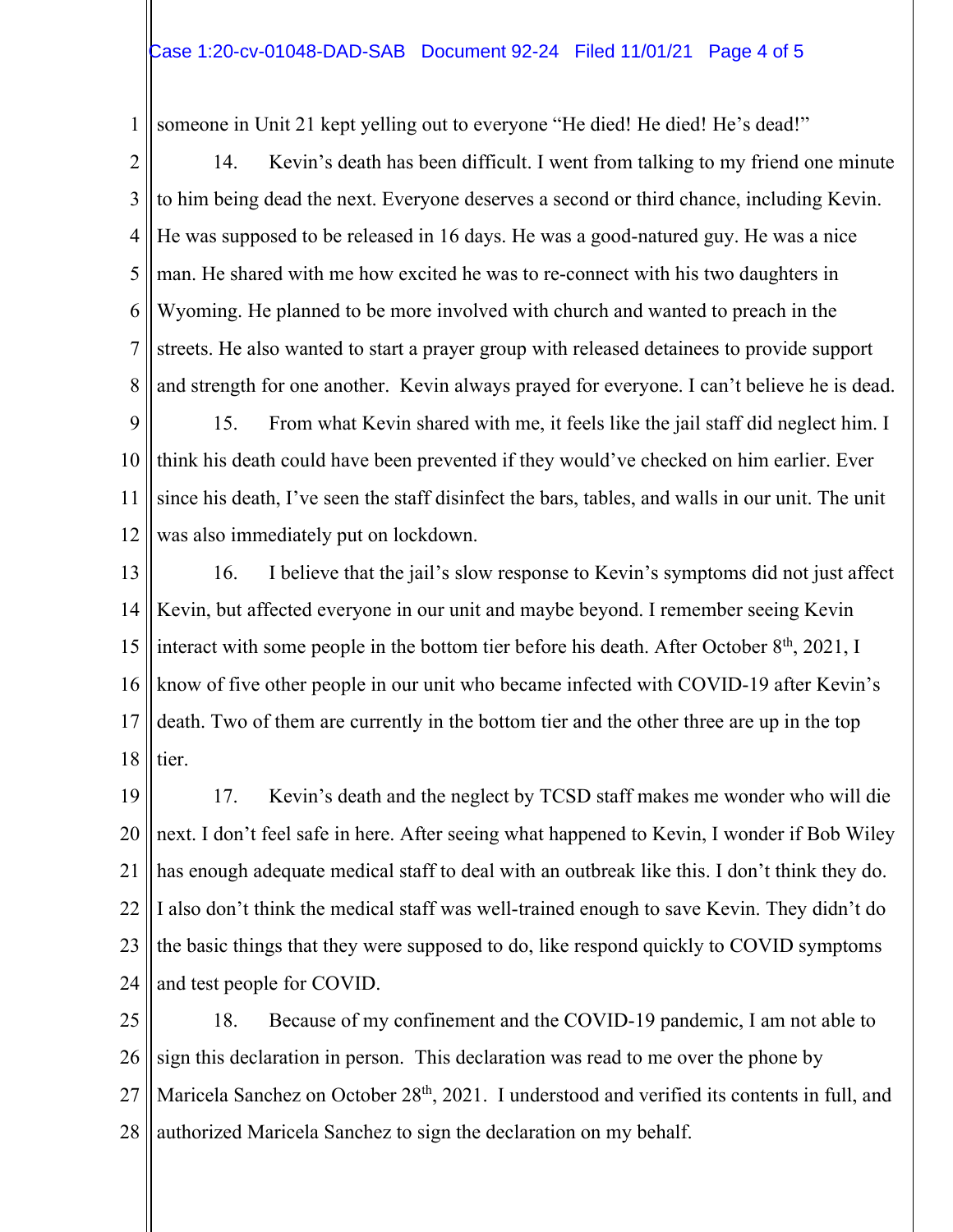someone in Unit 21 kept yelling out to everyone "He died! He died! He's dead!"

14. Kevin's death has been difficult. I went from talking to my friend one minute to him being dead the next. Everyone deserves a second or third chance, including Kevin. He was supposed to be released in 16 days. He was a good-natured guy. He was a nice man. He shared with me how excited he was to re-connect with his two daughters in Wyoming. He planned to be more involved with church and wanted to preach in the streets. He also wanted to start a prayer group with released detainees to provide support and strength for one another. Kevin always prayed for everyone. I can't believe he is dead.

15. From what Kevin shared with me, it feels like the jail staff did neglect him. I think his death could have been prevented if they would've checked on him earlier. Ever since his death, I've seen the staff disinfect the bars, tables, and walls in our unit. The unit was also immediately put on lockdown.

16. I believe that the jail's slow response to Kevin's symptoms did not just affect Kevin, but affected everyone in our unit and maybe beyond. I remember seeing Kevin interact with some people in the bottom tier before his death. After October 8th, 2021, I know of five other people in our unit who became infected with COVID-19 after Kevin's death. Two of them are currently in the bottom tier and the other three are up in the top tier.

17. Kevin's death and the neglect by TCSD staff makes me wonder who will die next. I don't feel safe in here. After seeing what happened to Kevin, I wonder if Bob Wiley has enough adequate medical staff to deal with an outbreak like this. I don't think they do. I also don't think the medical staff was well-trained enough to save Kevin. They didn't do the basic things that they were supposed to do, like respond quickly to COVID symptoms and test people for COVID.

18. Because of my confinement and the COVID-19 pandemic, I am not able to sign this declaration in person. This declaration was read to me over the phone by Maricela Sanchez on October 28th, 2021. I understood and verified its contents in full, and authorized Maricela Sanchez to sign the declaration on my behalf.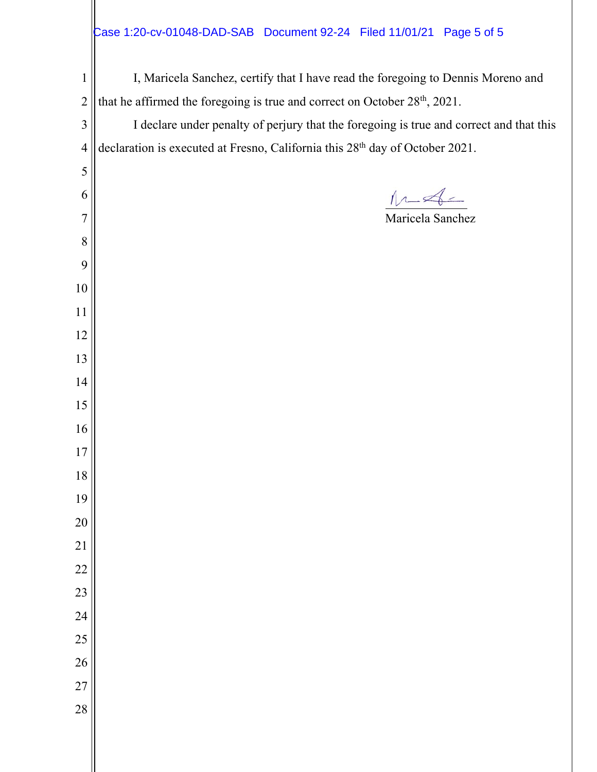I, Maricela Sanchez, certify that I have read the foregoing to Dennis Moreno and that he affirmed the foregoing is true and correct on October 28th, 2021.

I declare under penalty of perjury that the foregoing is true and correct and that this declaration is executed at Fresno, California this 28th day of October 2021.

Maricela Sanchez